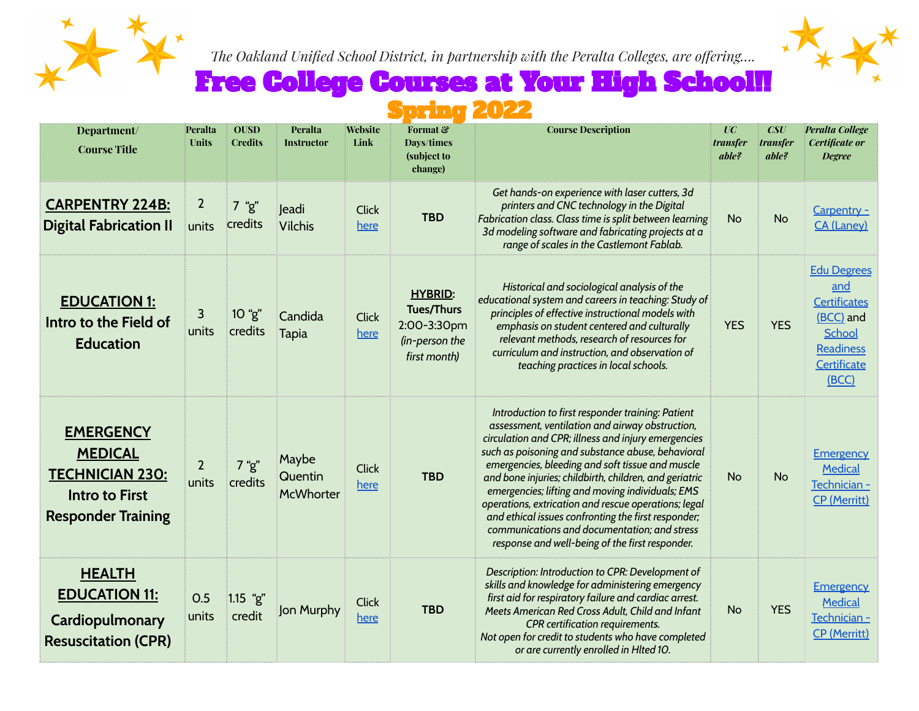*The Oakland Unified School District, in partnership with the Peralta Colleges, are offering....*

# Free College Courses at Your High School!!

## Spring 2022

| Department/ Course Title | Peralta Units | OUSD Credits | Peralta Instructor | Website Link | Format & Days/times (subject to change) | Course Description | UC transfer able? | CSU transfer able? | Peralta College Certificate or Degree |
|---|---|---|---|---|---|---|---|---|---|
| **CARPENTRY 224B: Digital Fabrication II** | 2 units | 7 "g" credits | Jeadi Vilchis | Click here | **TBD** | *Get hands-on experience with laser cutters, 3d printers and CNC technology in the Digital Fabrication class. Class time is split between learning 3d modeling software and fabricating projects at a range of scales in the Castlemont Fablab.* | No | No | Carpentry - CA (Laney) |
| **EDUCATION 1: Intro to the Field of Education** | 3 units | 10 "g" credits | Candida Tapia | Click here | **HYBRID: Tues/Thurs** 2:00-3:30pm *(in-person the first month)* | *Historical and sociological analysis of the educational system and careers in teaching: Study of principles of effective instructional models with emphasis on student centered and culturally relevant methods, research of resources for curriculum and instruction, and observation of teaching practices in local schools.* | YES | YES | Edu Degrees and Certificates (BCC) and School Readiness Certificate (BCC) |
| **EMERGENCY MEDICAL TECHNICIAN 230: Intro to First Responder Training** | 2 units | 7 "g" credits | Maybe Quentin McWhorter | Click here | **TBD** | *Introduction to first responder training: Patient assessment, ventilation and airway obstruction, circulation and CPR; illness and injury emergencies such as poisoning and substance abuse, behavioral emergencies, bleeding and soft tissue and muscle and bone injuries; childbirth, children, and geriatric emergencies; lifting and moving individuals; EMS operations, extrication and rescue operations; legal and ethical issues confronting the first responder; communications and documentation; and stress response and well-being of the first responder.* | No | No | Emergency Medical Technician - CP (Merritt) |
| **HEALTH EDUCATION 11: Cardiopulmonary Resuscitation (CPR)** | 0.5 units | 1.15 "g" credit | Jon Murphy | Click here | **TBD** | *Description: Introduction to CPR: Development of skills and knowledge for administering emergency first aid for respiratory failure and cardiac arrest. Meets American Red Cross Adult, Child and Infant CPR certification requirements. Not open for credit to students who have completed or are currently enrolled in Hlted 10.* | No | YES | Emergency Medical Technician - CP (Merritt) |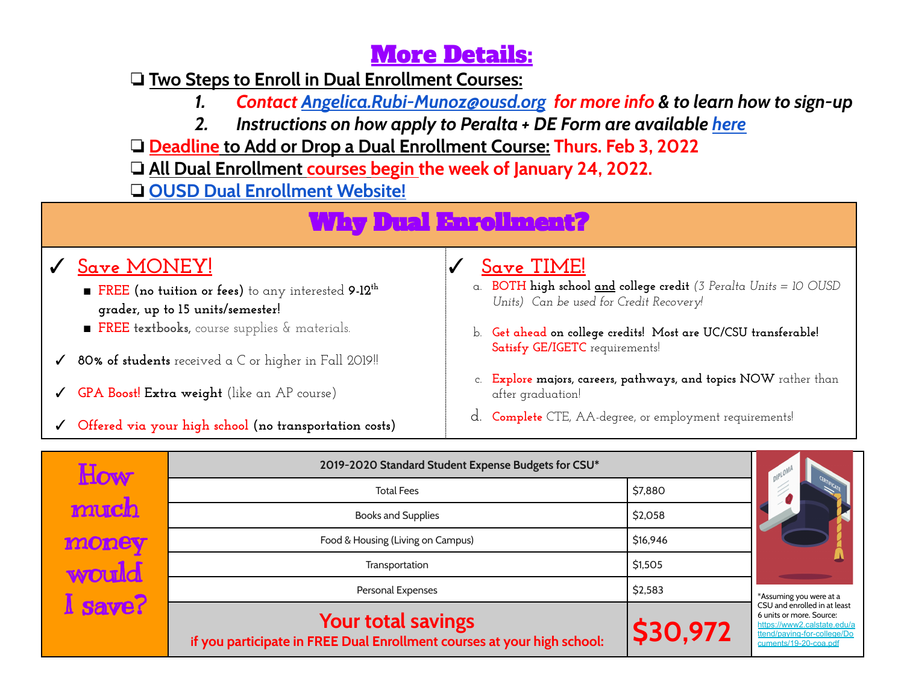# More Details:

- ❑ **Two Steps to Enroll in Dual Enrollment Courses:**
  1. *Contact Angelica.Rubi-Munoz@ousd.org for more info & to learn how to sign-up*
  2. *Instructions on how apply to Peralta + DE Form are available here*
- ❑ **Deadline to Add or Drop a Dual Enrollment Course: Thurs. Feb 3, 2022**
- ❑ **All Dual Enrollment courses begin the week of January 24, 2022.**
- ❑ **OUSD Dual Enrollment Website!**

## Why Dual Enrollment?

✓ **Save MONEY!**

- FREE **(no tuition or fees)** to any interested **9-12th grader, up to 15 units/semester!**
- FREE **textbooks,** course supplies & materials.

✓ **80% of students** received a C or higher in Fall 2019!!

✓ GPA Boost! **Extra weight** (like an AP course)

✓ Offered via your high school **(no transportation costs)**

✓ **Save TIME!**

a. BOTH **high school and college credit** *(3 Peralta Units = 10 OUSD Units) Can be used for Credit Recovery!*

b. Get ahead **on college credits! Most are UC/CSU transferable!** Satisfy GE/IGETC requirements!

c. Explore **majors, careers, pathways, and topics NOW** rather than after graduation!

d. Complete CTE, AA-degree, or employment requirements!

## How much money would I save?

| 2019-2020 Standard Student Expense Budgets for CSU* | |
|---|---|
| Total Fees | $7,880 |
| Books and Supplies | $2,058 |
| Food & Housing (Living on Campus) | $16,946 |
| Transportation | $1,505 |
| Personal Expenses | $2,583 |
| **Your total savings** if you participate in FREE Dual Enrollment courses at your high school: | **$30,972** |

*Assuming you were at a CSU and enrolled in at least 6 units or more. Source: https://www2.calstate.edu/attend/paying-for-college/Documents/19-20-coa.pdf